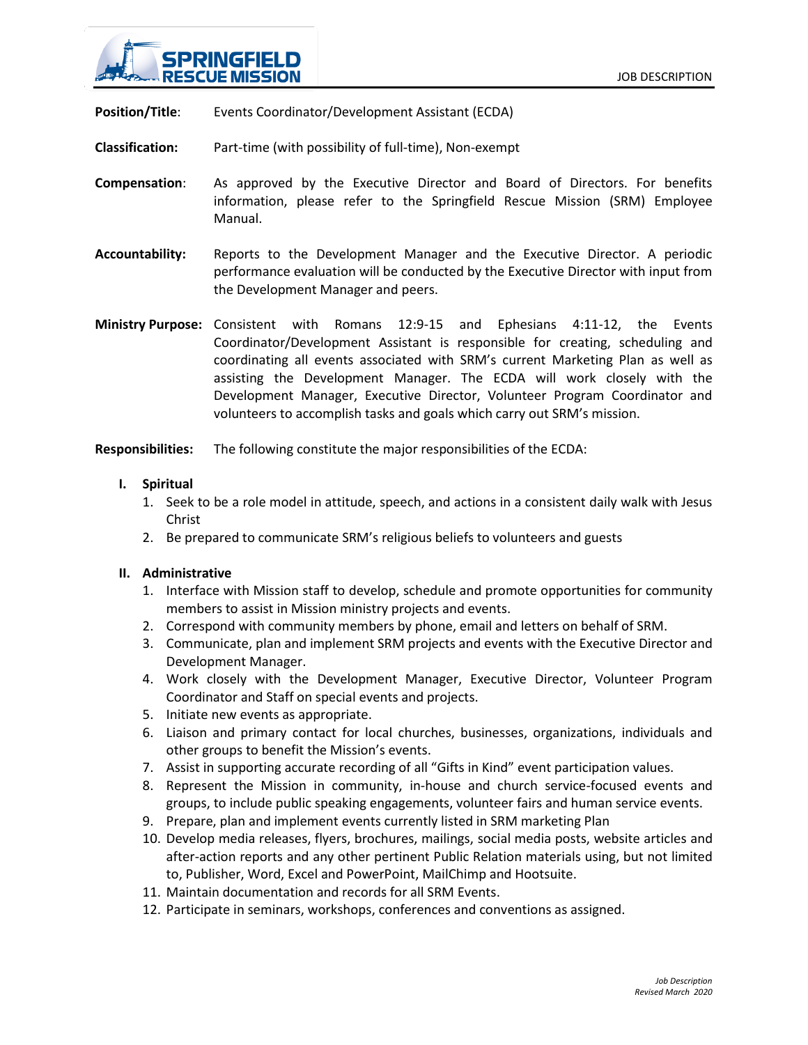SPRINGFIELD RESCUE MISSION

JOB DESCRIPTION

**Position/Title**: Events Coordinator/Development Assistant (ECDA)

**Classification:** Part-time (with possibility of full-time), Non-exempt

**Compensation**: As approved by the Executive Director and Board of Directors. For benefits information, please refer to the Springfield Rescue Mission (SRM) Employee Manual.

**Accountability:** Reports to the Development Manager and the Executive Director. A periodic performance evaluation will be conducted by the Executive Director with input from the Development Manager and peers.

**Ministry Purpose:** Consistent with Romans 12:9-15 and Ephesians 4:11-12, the Events Coordinator/Development Assistant is responsible for creating, scheduling and coordinating all events associated with SRM's current Marketing Plan as well as assisting the Development Manager. The ECDA will work closely with the Development Manager, Executive Director, Volunteer Program Coordinator and volunteers to accomplish tasks and goals which carry out SRM's mission.

**Responsibilities:** The following constitute the major responsibilities of the ECDA:

**I. Spiritual**

1. Seek to be a role model in attitude, speech, and actions in a consistent daily walk with Jesus Christ
2. Be prepared to communicate SRM's religious beliefs to volunteers and guests

**II. Administrative**

1. Interface with Mission staff to develop, schedule and promote opportunities for community members to assist in Mission ministry projects and events.
2. Correspond with community members by phone, email and letters on behalf of SRM.
3. Communicate, plan and implement SRM projects and events with the Executive Director and Development Manager.
4. Work closely with the Development Manager, Executive Director, Volunteer Program Coordinator and Staff on special events and projects.
5. Initiate new events as appropriate.
6. Liaison and primary contact for local churches, businesses, organizations, individuals and other groups to benefit the Mission's events.
7. Assist in supporting accurate recording of all "Gifts in Kind" event participation values.
8. Represent the Mission in community, in-house and church service-focused events and groups, to include public speaking engagements, volunteer fairs and human service events.
9. Prepare, plan and implement events currently listed in SRM marketing Plan
10. Develop media releases, flyers, brochures, mailings, social media posts, website articles and after-action reports and any other pertinent Public Relation materials using, but not limited to, Publisher, Word, Excel and PowerPoint, MailChimp and Hootsuite.
11. Maintain documentation and records for all SRM Events.
12. Participate in seminars, workshops, conferences and conventions as assigned.

*Job Description*
*Revised March 2020*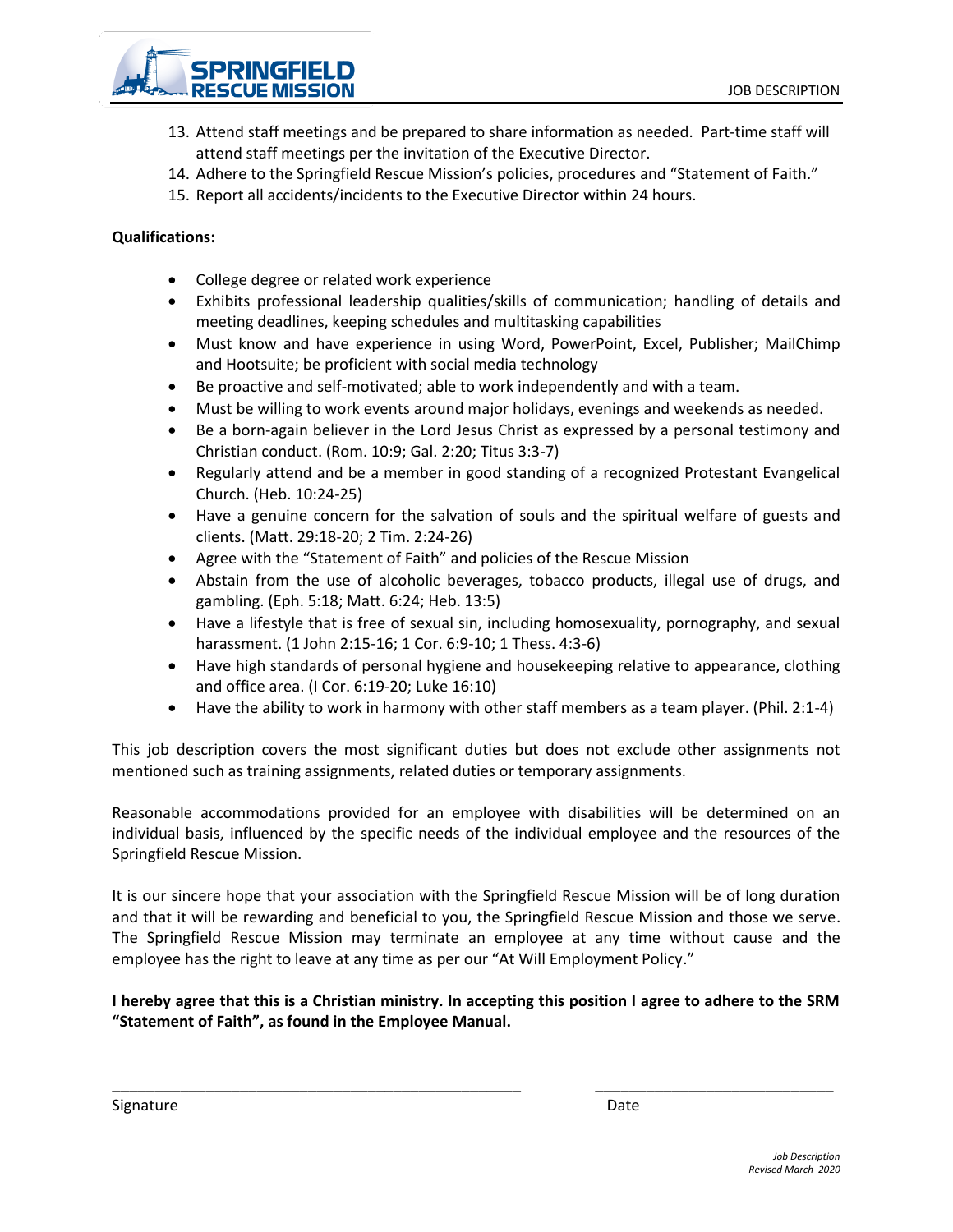13. Attend staff meetings and be prepared to share information as needed. Part-time staff will attend staff meetings per the invitation of the Executive Director.
14. Adhere to the Springfield Rescue Mission's policies, procedures and "Statement of Faith."
15. Report all accidents/incidents to the Executive Director within 24 hours.

**Qualifications:**

- College degree or related work experience
- Exhibits professional leadership qualities/skills of communication; handling of details and meeting deadlines, keeping schedules and multitasking capabilities
- Must know and have experience in using Word, PowerPoint, Excel, Publisher; MailChimp and Hootsuite; be proficient with social media technology
- Be proactive and self-motivated; able to work independently and with a team.
- Must be willing to work events around major holidays, evenings and weekends as needed.
- Be a born-again believer in the Lord Jesus Christ as expressed by a personal testimony and Christian conduct. (Rom. 10:9; Gal. 2:20; Titus 3:3-7)
- Regularly attend and be a member in good standing of a recognized Protestant Evangelical Church. (Heb. 10:24-25)
- Have a genuine concern for the salvation of souls and the spiritual welfare of guests and clients. (Matt. 29:18-20; 2 Tim. 2:24-26)
- Agree with the "Statement of Faith" and policies of the Rescue Mission
- Abstain from the use of alcoholic beverages, tobacco products, illegal use of drugs, and gambling. (Eph. 5:18; Matt. 6:24; Heb. 13:5)
- Have a lifestyle that is free of sexual sin, including homosexuality, pornography, and sexual harassment. (1 John 2:15-16; 1 Cor. 6:9-10; 1 Thess. 4:3-6)
- Have high standards of personal hygiene and housekeeping relative to appearance, clothing and office area. (I Cor. 6:19-20; Luke 16:10)
- Have the ability to work in harmony with other staff members as a team player. (Phil. 2:1-4)

This job description covers the most significant duties but does not exclude other assignments not mentioned such as training assignments, related duties or temporary assignments.

Reasonable accommodations provided for an employee with disabilities will be determined on an individual basis, influenced by the specific needs of the individual employee and the resources of the Springfield Rescue Mission.

It is our sincere hope that your association with the Springfield Rescue Mission will be of long duration and that it will be rewarding and beneficial to you, the Springfield Rescue Mission and those we serve. The Springfield Rescue Mission may terminate an employee at any time without cause and the employee has the right to leave at any time as per our "At Will Employment Policy."

**I hereby agree that this is a Christian ministry. In accepting this position I agree to adhere to the SRM "Statement of Faith", as found in the Employee Manual.**

_______________________________________________ ___________________________

Signature Date

*Job Description*
*Revised March 2020*